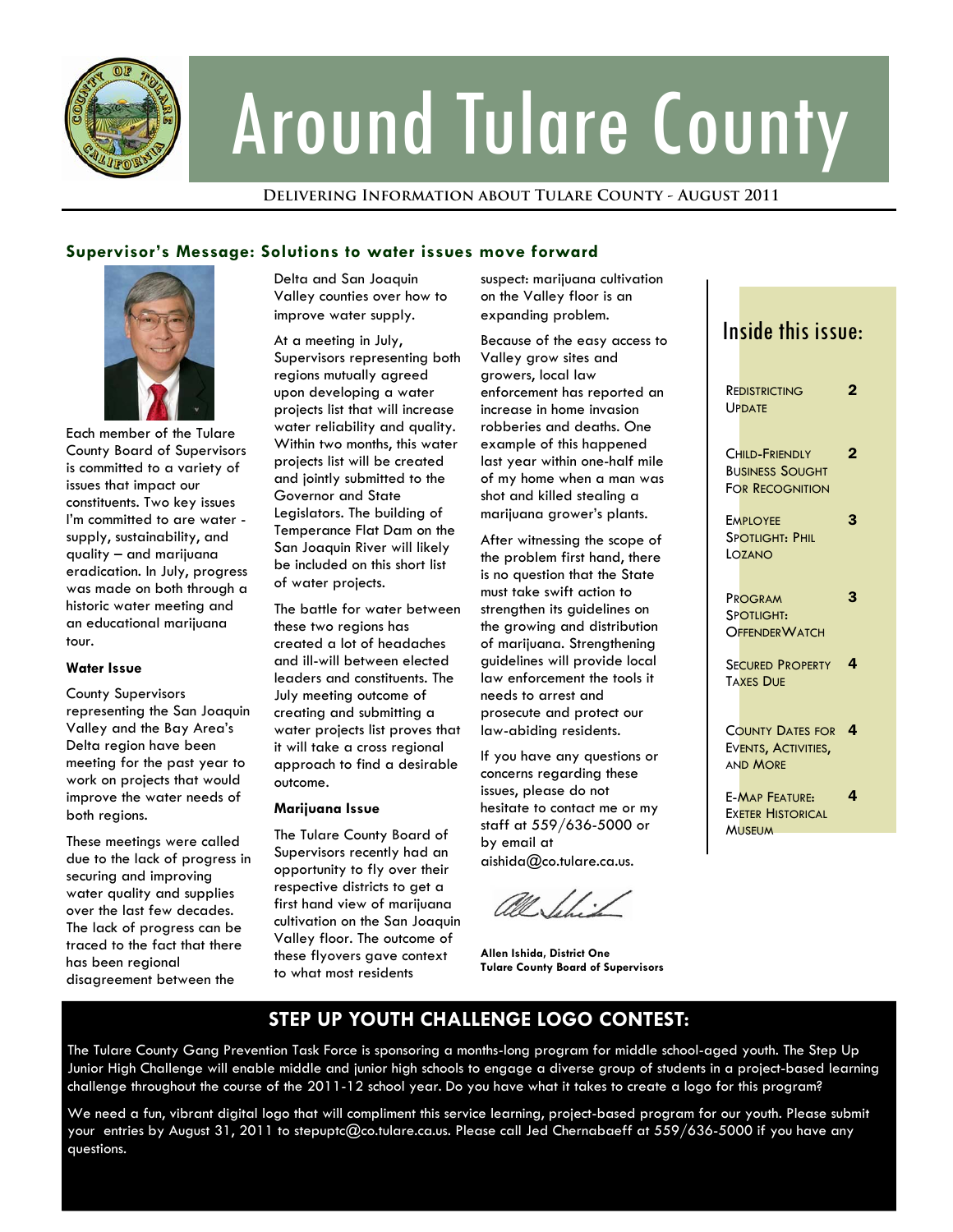# Around Tulare County

**Delivering Information about Tulare County - August 2011**

## Supervisor's Message: Solutions to water issues move forward

Each member of the Tulare County Board of Supervisors is committed to a variety of issues that impact our constituents. Two key issues I'm committed to are water - supply, sustainability, and quality – and marijuana eradication. In July, progress was made on both through a historic water meeting and an educational marijuana tour.

**Water Issue**

County Supervisors representing the San Joaquin Valley and the Bay Area's Delta region have been meeting for the past year to work on projects that would improve the water needs of both regions.

These meetings were called due to the lack of progress in securing and improving water quality and supplies over the last few decades. The lack of progress can be traced to the fact that there has been regional disagreement between the Delta and San Joaquin Valley counties over how to improve water supply.

At a meeting in July, Supervisors representing both regions mutually agreed upon developing a water projects list that will increase water reliability and quality. Within two months, this water projects list will be created and jointly submitted to the Governor and State Legislators. The building of Temperance Flat Dam on the San Joaquin River will likely be included on this short list of water projects.

The battle for water between these two regions has created a lot of headaches and ill-will between elected leaders and constituents. The July meeting outcome of creating and submitting a water projects list proves that it will take a cross regional approach to find a desirable outcome.

**Marijuana Issue**

The Tulare County Board of Supervisors recently had an opportunity to fly over their respective districts to get a first hand view of marijuana cultivation on the San Joaquin Valley floor. The outcome of these flyovers gave context to what most residents suspect: marijuana cultivation on the Valley floor is an expanding problem.

Because of the easy access to Valley grow sites and growers, local law enforcement has reported an increase in home invasion robberies and deaths. One example of this happened last year within one-half mile of my home when a man was shot and killed stealing a marijuana grower's plants.

After witnessing the scope of the problem first hand, there is no question that the State must take swift action to strengthen its guidelines on the growing and distribution of marijuana. Strengthening guidelines will provide local law enforcement the tools it needs to arrest and prosecute and protect our law-abiding residents.

If you have any questions or concerns regarding these issues, please do not hesitate to contact me or my staff at 559/636-5000 or by email at aishida@co.tulare.ca.us.

**Allen Ishida, District One**
**Tulare County Board of Supervisors**

## Inside this issue:

| | |
|---|---|
| Redistricting Update | 2 |
| Child-Friendly Business Sought For Recognition | 2 |
| Employee Spotlight: Phil Lozano | 3 |
| Program Spotlight: OffenderWatch | 3 |
| Secured Property Taxes Due | 4 |
| County Dates for Events, Activities, and More | 4 |
| E-Map Feature: Exeter Historical Museum | 4 |

## STEP UP YOUTH CHALLENGE LOGO CONTEST:

The Tulare County Gang Prevention Task Force is sponsoring a months-long program for middle school-aged youth. The Step Up Junior High Challenge will enable middle and junior high schools to engage a diverse group of students in a project-based learning challenge throughout the course of the 2011-12 school year. Do you have what it takes to create a logo for this program?

We need a fun, vibrant digital logo that will compliment this service learning, project-based program for our youth. Please submit your entries by August 31, 2011 to stepuptc@co.tulare.ca.us. Please call Jed Chernabaeff at 559/636-5000 if you have any questions.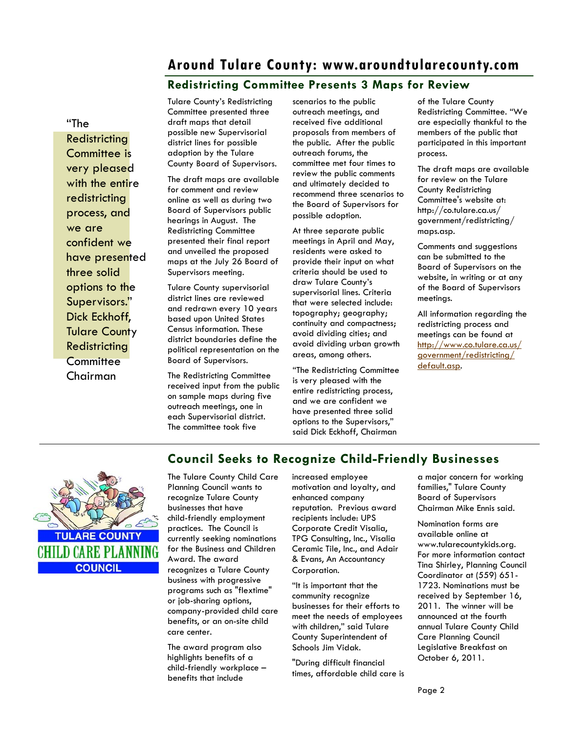# Around Tulare County: www.aroundtularecounty.com

## Redistricting Committee Presents 3 Maps for Review

"The Redistricting Committee is very pleased with the entire redistricting process, and we are confident we have presented three solid options to the Supervisors." Dick Eckhoff, Tulare County Redistricting Committee Chairman

Tulare County's Redistricting Committee presented three draft maps that detail possible new Supervisorial district lines for possible adoption by the Tulare County Board of Supervisors.

The draft maps are available for comment and review online as well as during two Board of Supervisors public hearings in August. The Redistricting Committee presented their final report and unveiled the proposed maps at the July 26 Board of Supervisors meeting.

Tulare County supervisorial district lines are reviewed and redrawn every 10 years based upon United States Census information. These district boundaries define the political representation on the Board of Supervisors.

The Redistricting Committee received input from the public on sample maps during five outreach meetings, one in each Supervisorial district. The committee took five scenarios to the public outreach meetings, and received five additional proposals from members of the public. After the public outreach forums, the committee met four times to review the public comments and ultimately decided to recommend three scenarios to the Board of Supervisors for possible adoption.

At three separate public meetings in April and May, residents were asked to provide their input on what criteria should be used to draw Tulare County's supervisorial lines. Criteria that were selected include: topography; geography; continuity and compactness; avoid dividing cities; and avoid dividing urban growth areas, among others.

"The Redistricting Committee is very pleased with the entire redistricting process, and we are confident we have presented three solid options to the Supervisors," said Dick Eckhoff, Chairman of the Tulare County Redistricting Committee. "We are especially thankful to the members of the public that participated in this important process.

The draft maps are available for review on the Tulare County Redistricting Committee's website at: http://co.tulare.ca.us/government/redistricting/maps.asp.

Comments and suggestions can be submitted to the Board of Supervisors on the website, in writing or at any of the Board of Supervisors meetings.

All information regarding the redistricting process and meetings can be found at http://www.co.tulare.ca.us/government/redistricting/default.asp.

## Council Seeks to Recognize Child-Friendly Businesses

TULARE COUNTY CHILD CARE PLANNING COUNCIL

The Tulare County Child Care Planning Council wants to recognize Tulare County businesses that have child-friendly employment practices. The Council is currently seeking nominations for the Business and Children Award. The award recognizes a Tulare County business with progressive programs such as "flextime" or job-sharing options, company-provided child care benefits, or an on-site child care center.

The award program also highlights benefits of a child-friendly workplace – benefits that include increased employee motivation and loyalty, and enhanced company reputation. Previous award recipients include: UPS Corporate Credit Visalia, TPG Consulting, Inc., Visalia Ceramic Tile, Inc., and Adair & Evans, An Accountancy Corporation.

"It is important that the community recognize businesses for their efforts to meet the needs of employees with children," said Tulare County Superintendent of Schools Jim Vidak.

"During difficult financial times, affordable child care is a major concern for working families," Tulare County Board of Supervisors Chairman Mike Ennis said.

Nomination forms are available online at www.tularecountykids.org. For more information contact Tina Shirley, Planning Council Coordinator at (559) 651-1723. Nominations must be received by September 16, 2011. The winner will be announced at the fourth annual Tulare County Child Care Planning Council Legislative Breakfast on October 6, 2011.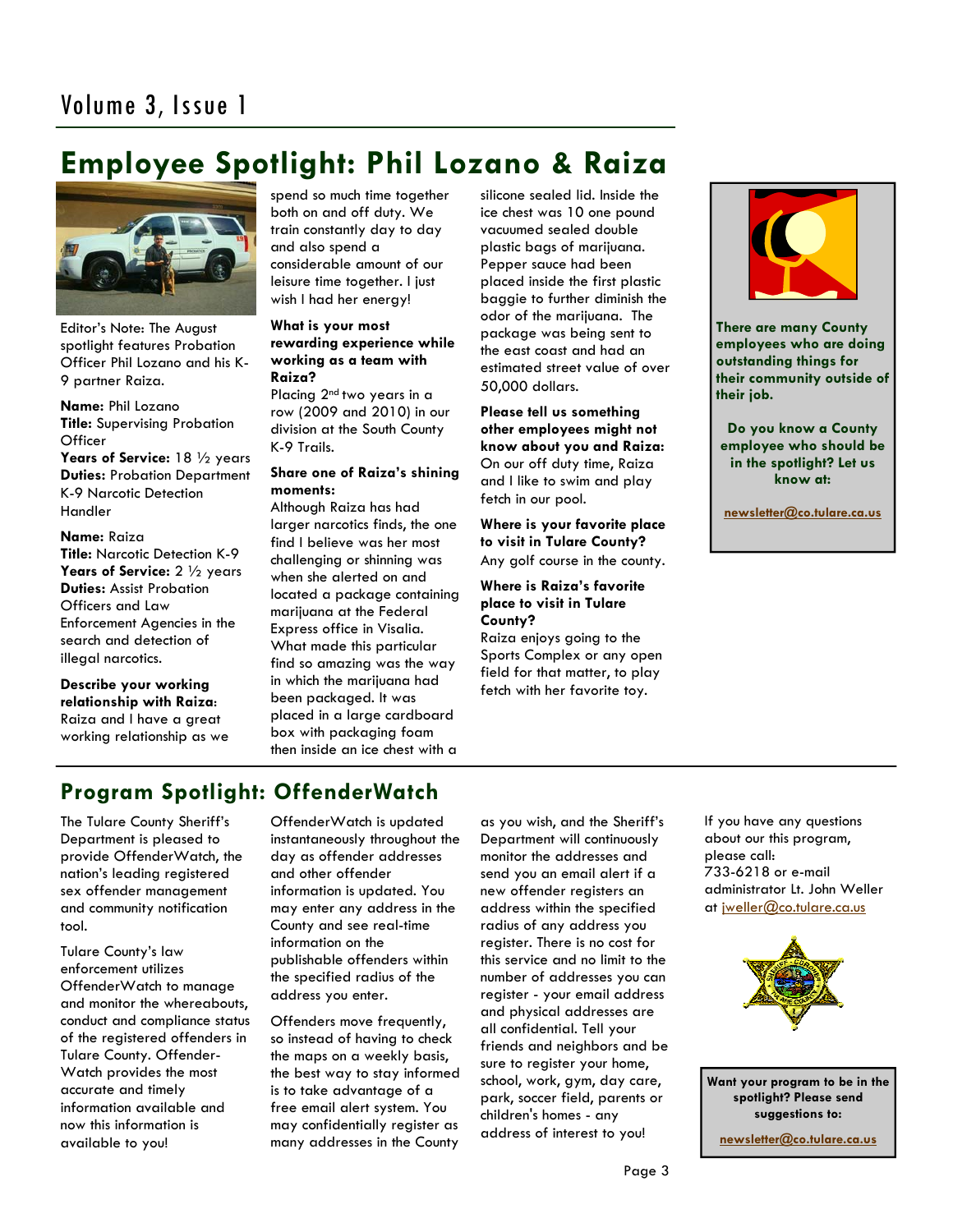# Employee Spotlight: Phil Lozano & Raiza

Editor's Note: The August spotlight features Probation Officer Phil Lozano and his K-9 partner Raiza.

**Name:** Phil Lozano
**Title:** Supervising Probation Officer
**Years of Service:** 18 ½ years
**Duties:** Probation Department K-9 Narcotic Detection Handler

**Name:** Raiza
**Title:** Narcotic Detection K-9
**Years of Service:** 2 ½ years
**Duties:** Assist Probation Officers and Law Enforcement Agencies in the search and detection of illegal narcotics.

**Describe your working relationship with Raiza:**
Raiza and I have a great working relationship as we spend so much time together both on and off duty. We train constantly day to day and also spend a considerable amount of our leisure time together. I just wish I had her energy!

**What is your most rewarding experience while working as a team with Raiza?**
Placing 2nd two years in a row (2009 and 2010) in our division at the South County K-9 Trails.

**Share one of Raiza's shining moments:**
Although Raiza has had larger narcotics finds, the one find I believe was her most challenging or shinning was when she alerted on and located a package containing marijuana at the Federal Express office in Visalia. What made this particular find so amazing was the way in which the marijuana had been packaged. It was placed in a large cardboard box with packaging foam then inside an ice chest with a silicone sealed lid. Inside the ice chest was 10 one pound vacuumed sealed double plastic bags of marijuana. Pepper sauce had been placed inside the first plastic baggie to further diminish the odor of the marijuana. The package was being sent to the east coast and had an estimated street value of over 50,000 dollars.

**Please tell us something other employees might not know about you and Raiza:**
On our off duty time, Raiza and I like to swim and play fetch in our pool.

**Where is your favorite place to visit in Tulare County?**
Any golf course in the county.

**Where is Raiza's favorite place to visit in Tulare County?**
Raiza enjoys going to the Sports Complex or any open field for that matter, to play fetch with her favorite toy.

**There are many County employees who are doing outstanding things for their community outside of their job.**

**Do you know a County employee who should be in the spotlight? Let us know at:**

**newsletter@co.tulare.ca.us**

# Program Spotlight: OffenderWatch

The Tulare County Sheriff's Department is pleased to provide OffenderWatch, the nation's leading registered sex offender management and community notification tool.

Tulare County's law enforcement utilizes OffenderWatch to manage and monitor the whereabouts, conduct and compliance status of the registered offenders in Tulare County. Offender-Watch provides the most accurate and timely information available and now this information is available to you!

OffenderWatch is updated instantaneously throughout the day as offender addresses and other offender information is updated. You may enter any address in the County and see real-time information on the publishable offenders within the specified radius of the address you enter.

Offenders move frequently, so instead of having to check the maps on a weekly basis, the best way to stay informed is to take advantage of a free email alert system. You may confidentially register as many addresses in the County as you wish, and the Sheriff's Department will continuously monitor the addresses and send you an email alert if a new offender registers an address within the specified radius of any address you register. There is no cost for this service and no limit to the number of addresses you can register - your email address and physical addresses are all confidential. Tell your friends and neighbors and be sure to register your home, school, work, gym, day care, park, soccer field, parents or children's homes - any address of interest to you!

If you have any questions about our this program, please call:
733-6218 or e-mail administrator Lt. John Weller at jweller@co.tulare.ca.us

**Want your program to be in the spotlight? Please send suggestions to:**

**newsletter@co.tulare.ca.us**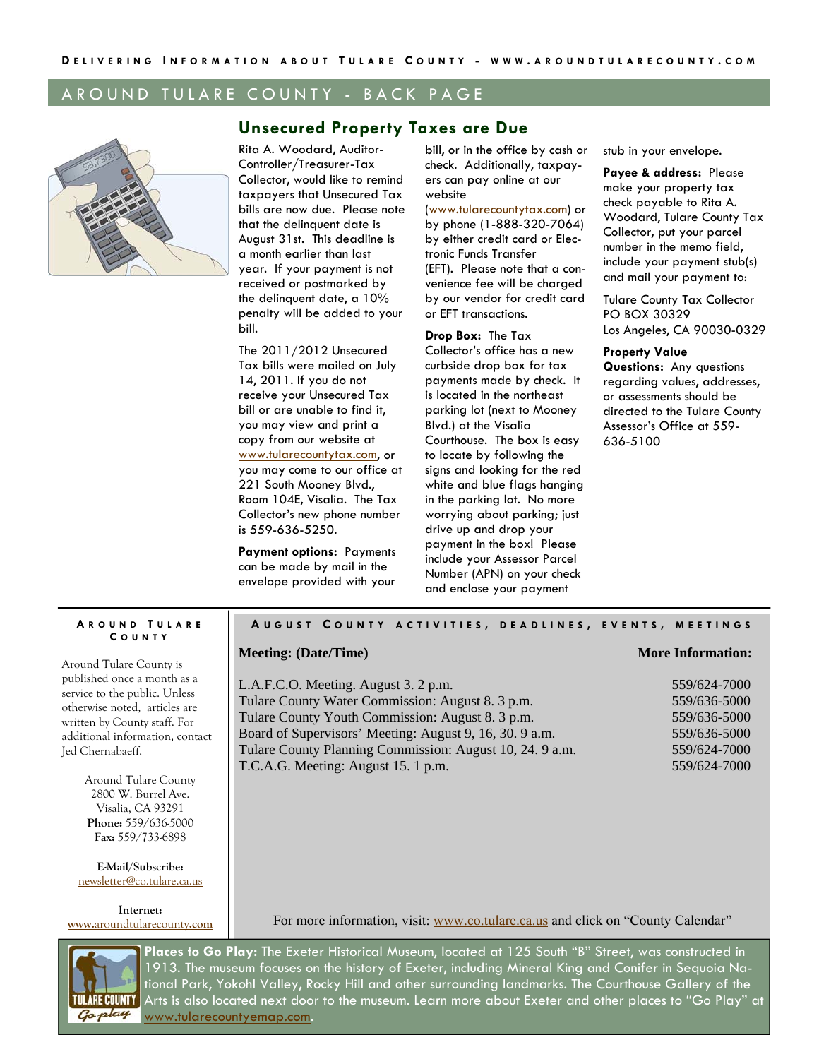## AROUND TULARE COUNTY - BACK PAGE

### Unsecured Property Taxes are Due

Rita A. Woodard, Auditor-Controller/Treasurer-Tax Collector, would like to remind taxpayers that Unsecured Tax bills are now due. Please note that the delinquent date is August 31st. This deadline is a month earlier than last year. If your payment is not received or postmarked by the delinquent date, a 10% penalty will be added to your bill.

The 2011/2012 Unsecured Tax bills were mailed on July 14, 2011. If you do not receive your Unsecured Tax bill or are unable to find it, you may view and print a copy from our website at www.tularecountytax.com, or you may come to our office at 221 South Mooney Blvd., Room 104E, Visalia. The Tax Collector's new phone number is 559-636-5250.

**Payment options:** Payments can be made by mail in the envelope provided with your bill, or in the office by cash or check. Additionally, taxpayers can pay online at our website (www.tularecountytax.com) or by phone (1-888-320-7064) by either credit card or Electronic Funds Transfer (EFT). Please note that a convenience fee will be charged by our vendor for credit card or EFT transactions.

**Drop Box:** The Tax Collector's office has a new curbside drop box for tax payments made by check. It is located in the northeast parking lot (next to Mooney Blvd.) at the Visalia Courthouse. The box is easy to locate by following the signs and looking for the red white and blue flags hanging in the parking lot. No more worrying about parking; just drive up and drop your payment in the box! Please include your Assessor Parcel Number (APN) on your check and enclose your payment stub in your envelope.

**Payee & address:** Please make your property tax check payable to Rita A. Woodard, Tulare County Tax Collector, put your parcel number in the memo field, include your payment stub(s) and mail your payment to:

Tulare County Tax Collector
PO BOX 30329
Los Angeles, CA 90030-0329

**Property Value Questions:** Any questions regarding values, addresses, or assessments should be directed to the Tulare County Assessor's Office at 559-636-5100

### AROUND TULARE COUNTY

Around Tulare County is published once a month as a service to the public. Unless otherwise noted, articles are written by County staff. For additional information, contact Jed Chernabaeff.

Around Tulare County
2800 W. Burrel Ave.
Visalia, CA 93291
**Phone:** 559/636-5000
**Fax:** 559/733-6898

**E-Mail/Subscribe:**
newsletter@co.tulare.ca.us

**Internet:**
www.aroundtularecounty.com

### AUGUST COUNTY ACTIVITIES, DEADLINES, EVENTS, MEETINGS

| Meeting: (Date/Time) | More Information: |
|---|---|
| L.A.F.C.O. Meeting. August 3. 2 p.m. | 559/624-7000 |
| Tulare County Water Commission: August 8. 3 p.m. | 559/636-5000 |
| Tulare County Youth Commission: August 8. 3 p.m. | 559/636-5000 |
| Board of Supervisors' Meeting: August 9, 16, 30. 9 a.m. | 559/636-5000 |
| Tulare County Planning Commission: August 10, 24. 9 a.m. | 559/624-7000 |
| T.C.A.G. Meeting: August 15. 1 p.m. | 559/624-7000 |

For more information, visit: www.co.tulare.ca.us and click on "County Calendar"

**Places to Go Play:** The Exeter Historical Museum, located at 125 South "B" Street, was constructed in 1913. The museum focuses on the history of Exeter, including Mineral King and Conifer in Sequoia National Park, Yokohl Valley, Rocky Hill and other surrounding landmarks. The Courthouse Gallery of the Arts is also located next door to the museum. Learn more about Exeter and other places to "Go Play" at www.tularecountyemap.com.